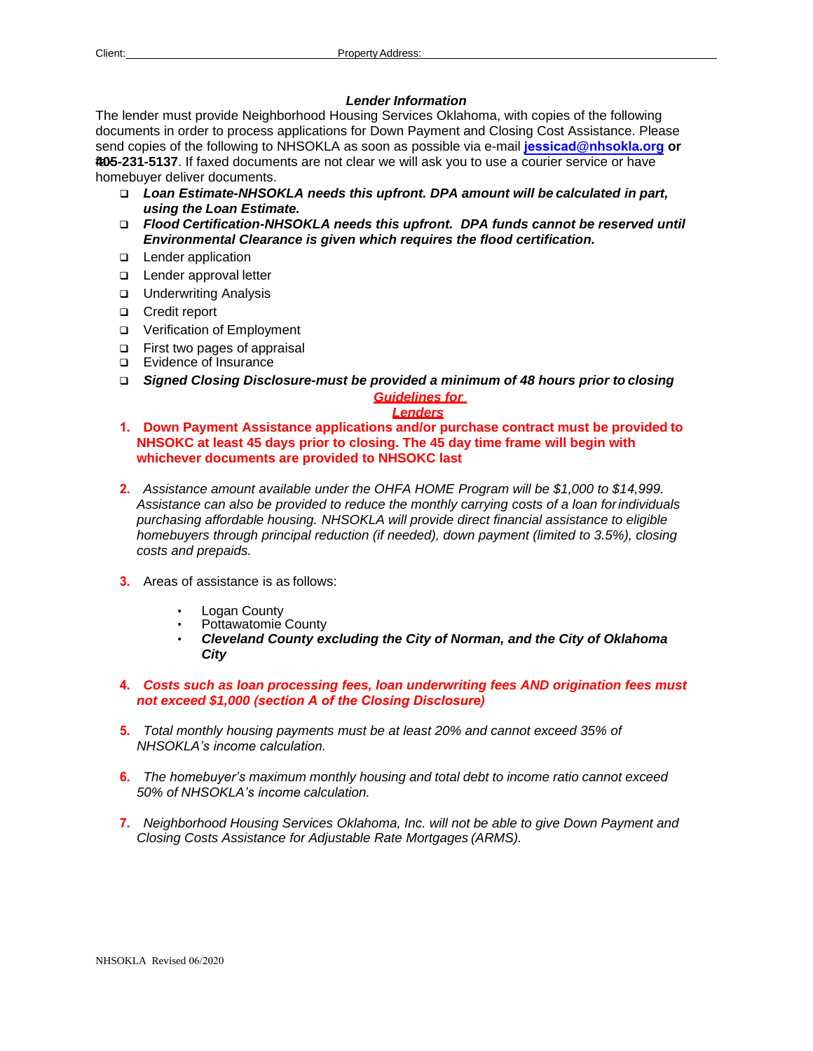Client: ______________________________ Property Address: ____________________________________________

### *Lender Information*

The lender must provide Neighborhood Housing Services Oklahoma, with copies of the following documents in order to process applications for Down Payment and Closing Cost Assistance. Please send copies of the following to NHSOKLA as soon as possible via e-mail **jessicad@nhsokla.org or 405-231-5137**. If faxed documents are not clear we will ask you to use a courier service or have homebuyer deliver documents.

- ❑ ***Loan Estimate-NHSOKLA needs this upfront. DPA amount will be calculated in part, using the Loan Estimate.***
- ❑ ***Flood Certification-NHSOKLA needs this upfront. DPA funds cannot be reserved until Environmental Clearance is given which requires the flood certification.***
- ❑ Lender application
- ❑ Lender approval letter
- ❑ Underwriting Analysis
- ❑ Credit report
- ❑ Verification of Employment
- ❑ First two pages of appraisal
- ❑ Evidence of Insurance
- ❑ ***Signed Closing Disclosure-must be provided a minimum of 48 hours prior to closing***

### ***Guidelines for Lenders***

1. **Down Payment Assistance applications and/or purchase contract must be provided to NHSOKC at least 45 days prior to closing. The 45 day time frame will begin with whichever documents are provided to NHSOKC last**

2. *Assistance amount available under the OHFA HOME Program will be $1,000 to $14,999. Assistance can also be provided to reduce the monthly carrying costs of a loan for individuals purchasing affordable housing. NHSOKLA will provide direct financial assistance to eligible homebuyers through principal reduction (if needed), down payment (limited to 3.5%), closing costs and prepaids.*

3. Areas of assistance is as follows:

   - Logan County
   - Pottawatomie County
   - ***Cleveland County excluding the City of Norman, and the City of Oklahoma City***

4. ***Costs such as loan processing fees, loan underwriting fees AND origination fees must not exceed $1,000 (section A of the Closing Disclosure)***

5. *Total monthly housing payments must be at least 20% and cannot exceed 35% of NHSOKLA's income calculation.*

6. *The homebuyer's maximum monthly housing and total debt to income ratio cannot exceed 50% of NHSOKLA's income calculation.*

7. *Neighborhood Housing Services Oklahoma, Inc. will not be able to give Down Payment and Closing Costs Assistance for Adjustable Rate Mortgages (ARMS).*

NHSOKLA Revised 06/2020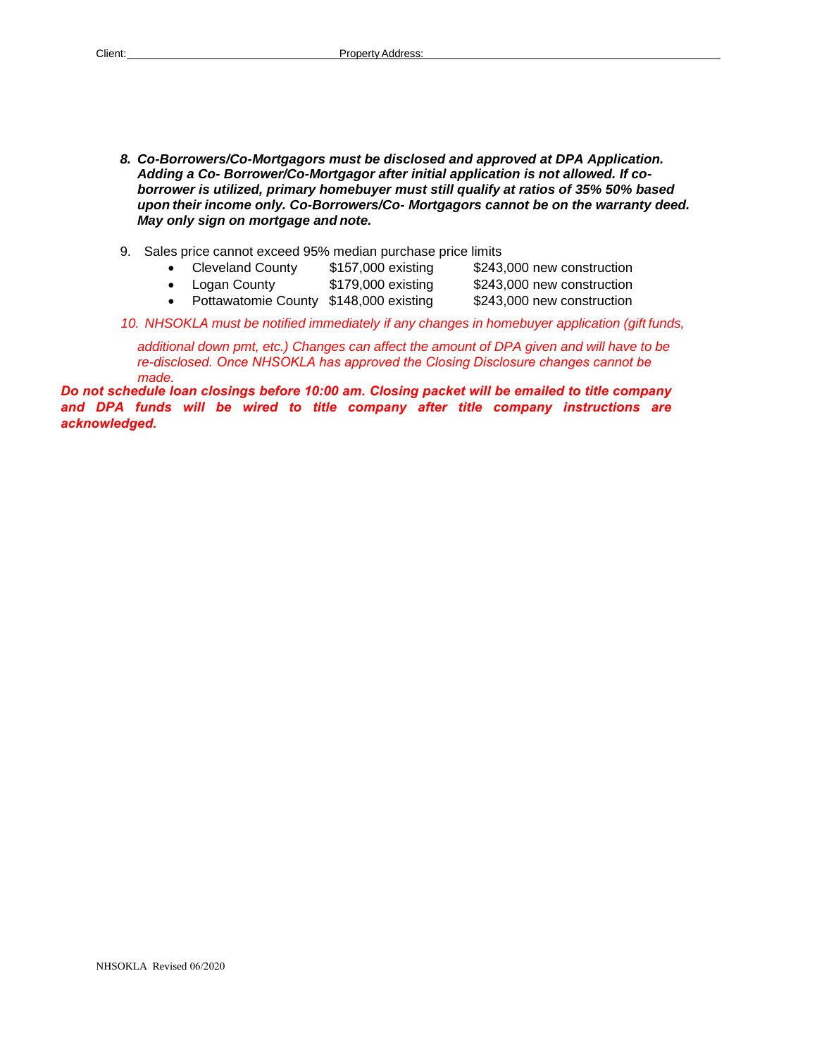Client: Property Address:

8. ***Co-Borrowers/Co-Mortgagors must be disclosed and approved at DPA Application. Adding a Co- Borrower/Co-Mortgagor after initial application is not allowed. If co-borrower is utilized, primary homebuyer must still qualify at ratios of 35% 50% based upon their income only. Co-Borrowers/Co- Mortgagors cannot be on the warranty deed. May only sign on mortgage and note.***

9. Sales price cannot exceed 95% median purchase price limits
   - Cleveland County $157,000 existing $243,000 new construction
   - Logan County $179,000 existing $243,000 new construction
   - Pottawatomie County $148,000 existing $243,000 new construction

10. *NHSOKLA must be notified immediately if any changes in homebuyer application (gift funds, additional down pmt, etc.) Changes can affect the amount of DPA given and will have to be re-disclosed. Once NHSOKLA has approved the Closing Disclosure changes cannot be made.*

***Do not schedule loan closings before 10:00 am. Closing packet will be emailed to title company and DPA funds will be wired to title company after title company instructions are acknowledged.***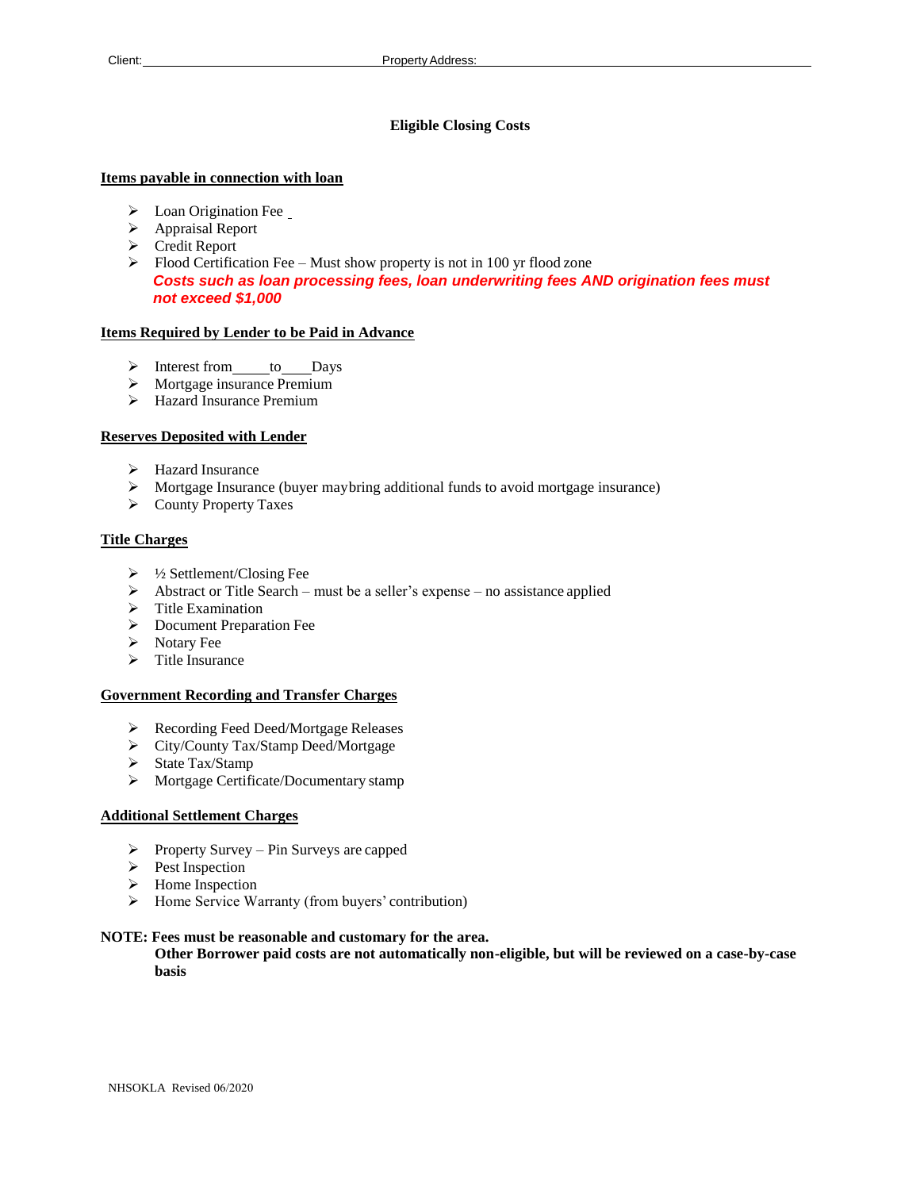Client: Property Address:

# Eligible Closing Costs

**Items payable in connection with loan**

- Loan Origination Fee
- Appraisal Report
- Credit Report
- Flood Certification Fee – Must show property is not in 100 yr flood zone

***Costs such as loan processing fees, loan underwriting fees AND origination fees must not exceed $1,000***

**Items Required by Lender to be Paid in Advance**

- Interest from\_\_\_\_\_to\_\_\_\_Days
- Mortgage insurance Premium
- Hazard Insurance Premium

**Reserves Deposited with Lender**

- Hazard Insurance
- Mortgage Insurance (buyer maybring additional funds to avoid mortgage insurance)
- County Property Taxes

**Title Charges**

- ½ Settlement/Closing Fee
- Abstract or Title Search – must be a seller's expense – no assistance applied
- Title Examination
- Document Preparation Fee
- Notary Fee
- Title Insurance

**Government Recording and Transfer Charges**

- Recording Feed Deed/Mortgage Releases
- City/County Tax/Stamp Deed/Mortgage
- State Tax/Stamp
- Mortgage Certificate/Documentary stamp

**Additional Settlement Charges**

- Property Survey – Pin Surveys are capped
- Pest Inspection
- Home Inspection
- Home Service Warranty (from buyers' contribution)

**NOTE: Fees must be reasonable and customary for the area.**

**Other Borrower paid costs are not automatically non-eligible, but will be reviewed on a case-by-case basis**

NHSOKLA Revised 06/2020